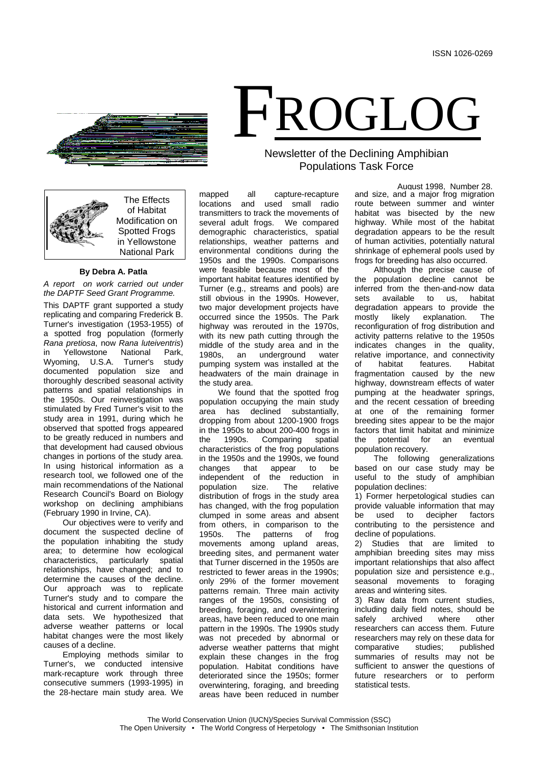ISSN 1026-0269

# FROGLOG

Newsletter of the Declining Amphibian Populations Task Force

August 1998, Number 28.

## The Effects of Habitat Modification on Spotted Frogs in Yellowstone National Park

**By Debra A. Patla**

*A report on work carried out under the DAPTF Seed Grant Programme.*

This DAPTF grant supported a study replicating and comparing Frederick B. Turner's investigation (1953-1955) of a spotted frog population (formerly *Rana pretiosa*, now *Rana luteiventris*) in Yellowstone National Park, Wyoming, U.S.A. Turner's study documented population size and thoroughly described seasonal activity patterns and spatial relationships in the 1950s. Our reinvestigation was stimulated by Fred Turner's visit to the study area in 1991, during which he observed that spotted frogs appeared to be greatly reduced in numbers and that development had caused obvious changes in portions of the study area. In using historical information as a research tool, we followed one of the main recommendations of the National Research Council's Board on Biology workshop on declining amphibians (February 1990 in Irvine, CA).

Our objectives were to verify and document the suspected decline of the population inhabiting the study area; to determine how ecological characteristics, particularly spatial relationships, have changed; and to determine the causes of the decline. Our approach was to replicate Turner's study and to compare the historical and current information and data sets. We hypothesized that adverse weather patterns or local habitat changes were the most likely causes of a decline.

Employing methods similar to Turner's, we conducted intensive mark-recapture work through three consecutive summers (1993-1995) in the 28-hectare main study area. We mapped all capture-recapture locations and used small radio transmitters to track the movements of several adult frogs. We compared demographic characteristics, spatial relationships, weather patterns and environmental conditions during the 1950s and the 1990s. Comparisons were feasible because most of the important habitat features identified by Turner (e.g., streams and pools) are still obvious in the 1990s. However, two major development projects have occurred since the 1950s. The Park highway was rerouted in the 1970s, with its new path cutting through the middle of the study area and in the 1980s, an underground water pumping system was installed at the headwaters of the main drainage in the study area.

We found that the spotted frog population occupying the main study area has declined substantially, dropping from about 1200-1900 frogs in the 1950s to about 200-400 frogs in the 1990s. Comparing spatial characteristics of the frog populations in the 1950s and the 1990s, we found changes that appear to be independent of the reduction in population size. The relative distribution of frogs in the study area has changed, with the frog population clumped in some areas and absent from others, in comparison to the 1950s. The patterns of frog movements among upland areas, breeding sites, and permanent water that Turner discerned in the 1950s are restricted to fewer areas in the 1990s; only 29% of the former movement patterns remain. Three main activity ranges of the 1950s, consisting of breeding, foraging, and overwintering areas, have been reduced to one main pattern in the 1990s. The 1990s study was not preceded by abnormal or adverse weather patterns that might explain these changes in the frog population. Habitat conditions have deteriorated since the 1950s; former overwintering, foraging, and breeding areas have been reduced in number and size, and a major frog migration route between summer and winter habitat was bisected by the new highway. While most of the habitat degradation appears to be the result of human activities, potentially natural shrinkage of ephemeral pools used by frogs for breeding has also occurred.

Although the precise cause of the population decline cannot be inferred from the then-and-now data sets available to us, habitat degradation appears to provide the mostly likely explanation. The reconfiguration of frog distribution and activity patterns relative to the 1950s indicates changes in the quality, relative importance, and connectivity of habitat features. Habitat fragmentation caused by the new highway, downstream effects of water pumping at the headwater springs, and the recent cessation of breeding at one of the remaining former breeding sites appear to be the major factors that limit habitat and minimize the potential for an eventual population recovery.

The following generalizations based on our case study may be useful to the study of amphibian population declines:

1) Former herpetological studies can provide valuable information that may be used to decipher factors contributing to the persistence and decline of populations.

2) Studies that are limited to amphibian breeding sites may miss important relationships that also affect population size and persistence e.g., seasonal movements to foraging areas and wintering sites.

3) Raw data from current studies, including daily field notes, should be safely archived where other researchers can access them. Future researchers may rely on these data for comparative studies; published summaries of results may not be sufficient to answer the questions of future researchers or to perform statistical tests.

The World Conservation Union (IUCN)/Species Survival Commission (SSC)
The Open University • The World Congress of Herpetology • The Smithsonian Institution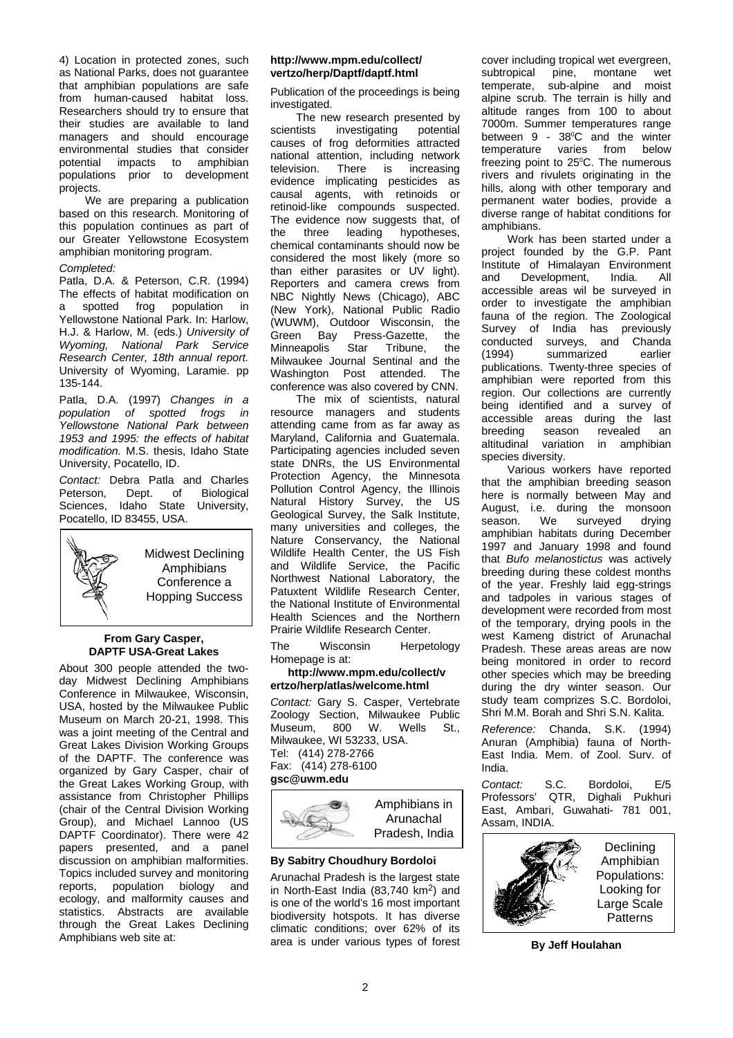4) Location in protected zones, such as National Parks, does not guarantee that amphibian populations are safe from human-caused habitat loss. Researchers should try to ensure that their studies are available to land managers and should encourage environmental studies that consider potential impacts to amphibian populations prior to development projects.

We are preparing a publication based on this research. Monitoring of this population continues as part of our Greater Yellowstone Ecosystem amphibian monitoring program.

*Completed:*

Patla, D.A. & Peterson, C.R. (1994) The effects of habitat modification on a spotted frog population in Yellowstone National Park. In: Harlow, H.J. & Harlow, M. (eds.) *University of Wyoming, National Park Service Research Center, 18th annual report.* University of Wyoming, Laramie. pp 135-144.

Patla, D.A. (1997) *Changes in a population of spotted frogs in Yellowstone National Park between 1953 and 1995: the effects of habitat modification.* M.S. thesis, Idaho State University, Pocatello, ID.

*Contact:* Debra Patla and Charles Peterson, Dept. of Biological Sciences, Idaho State University, Pocatello, ID 83455, USA.

## Midwest Declining Amphibians Conference a Hopping Success

**From Gary Casper, DAPTF USA-Great Lakes**

About 300 people attended the two-day Midwest Declining Amphibians Conference in Milwaukee, Wisconsin, USA, hosted by the Milwaukee Public Museum on March 20-21, 1998. This was a joint meeting of the Central and Great Lakes Division Working Groups of the DAPTF. The conference was organized by Gary Casper, chair of the Great Lakes Working Group, with assistance from Christopher Phillips (chair of the Central Division Working Group), and Michael Lannoo (US DAPTF Coordinator). There were 42 papers presented, and a panel discussion on amphibian malformities. Topics included survey and monitoring reports, population biology and ecology, and malformity causes and statistics. Abstracts are available through the Great Lakes Declining Amphibians web site at:

**http://www.mpm.edu/collect/vertzo/herp/Daptf/daptf.html**

Publication of the proceedings is being investigated.

The new research presented by scientists investigating potential causes of frog deformities attracted national attention, including network television. There is increasing evidence implicating pesticides as causal agents, with retinoids or retinoid-like compounds suspected. The evidence now suggests that, of the three leading hypotheses, chemical contaminants should now be considered the most likely (more so than either parasites or UV light). Reporters and camera crews from NBC Nightly News (Chicago), ABC (New York), National Public Radio (WUWM), Outdoor Wisconsin, the Green Bay Press-Gazette, the Minneapolis Star Tribune, the Milwaukee Journal Sentinal and the Washington Post attended. The conference was also covered by CNN.

The mix of scientists, natural resource managers and students attending came from as far away as Maryland, California and Guatemala. Participating agencies included seven state DNRs, the US Environmental Protection Agency, the Minnesota Pollution Control Agency, the Illinois Natural History Survey, the US Geological Survey, the Salk Institute, many universities and colleges, the Nature Conservancy, the National Wildlife Health Center, the US Fish and Wildlife Service, the Pacific Northwest National Laboratory, the Patuxtent Wildlife Research Center, the National Institute of Environmental Health Sciences and the Northern Prairie Wildlife Research Center.

The Wisconsin Herpetology Homepage is at:

**http://www.mpm.edu/collect/vertzo/herp/atlas/welcome.html**

*Contact:* Gary S. Casper, Vertebrate Zoology Section, Milwaukee Public Museum, 800 W. Wells St., Milwaukee, WI 53233, USA.
Tel: (414) 278-2766
Fax: (414) 278-6100
**gsc@uwm.edu**

## Amphibians in Arunachal Pradesh, India

**By Sabitry Choudhury Bordoloi**

Arunachal Pradesh is the largest state in North-East India (83,740 km$^2$) and is one of the world's 16 most important biodiversity hotspots. It has diverse climatic conditions; over 62% of its area is under various types of forest cover including tropical wet evergreen, subtropical pine, montane wet temperate, sub-alpine and moist alpine scrub. The terrain is hilly and altitude ranges from 100 to about 7000m. Summer temperatures range between 9 - 38°C and the winter temperature varies from below freezing point to 25°C. The numerous rivers and rivulets originating in the hills, along with other temporary and permanent water bodies, provide a diverse range of habitat conditions for amphibians.

Work has been started under a project founded by the G.P. Pant Institute of Himalayan Environment and Development, India. All accessible areas wil be surveyed in order to investigate the amphibian fauna of the region. The Zoological Survey of India has previously conducted surveys, and Chanda (1994) summarized earlier publications. Twenty-three species of amphibian were reported from this region. Our collections are currently being identified and a survey of accessible areas during the last breeding season revealed an altitudinal variation in amphibian species diversity.

Various workers have reported that the amphibian breeding season here is normally between May and August, i.e. during the monsoon season. We surveyed drying amphibian habitats during December 1997 and January 1998 and found that *Bufo melanostictus* was actively breeding during these coldest months of the year. Freshly laid egg-strings and tadpoles in various stages of development were recorded from most of the temporary, drying pools in the west Kameng district of Arunachal Pradesh. These areas areas are now being monitored in order to record other species which may be breeding during the dry winter season. Our study team comprizes S.C. Bordoloi, Shri M.M. Borah and Shri S.N. Kalita.

*Reference:* Chanda, S.K. (1994) Anuran (Amphibia) fauna of North-East India. Mem. of Zool. Surv. of India.

*Contact:* S.C. Bordoloi, E/5 Professors' QTR, Dighali Pukhuri East, Ambari, Guwahati- 781 001, Assam, INDIA.

## Declining Amphibian Populations: Looking for Large Scale Patterns

**By Jeff Houlahan**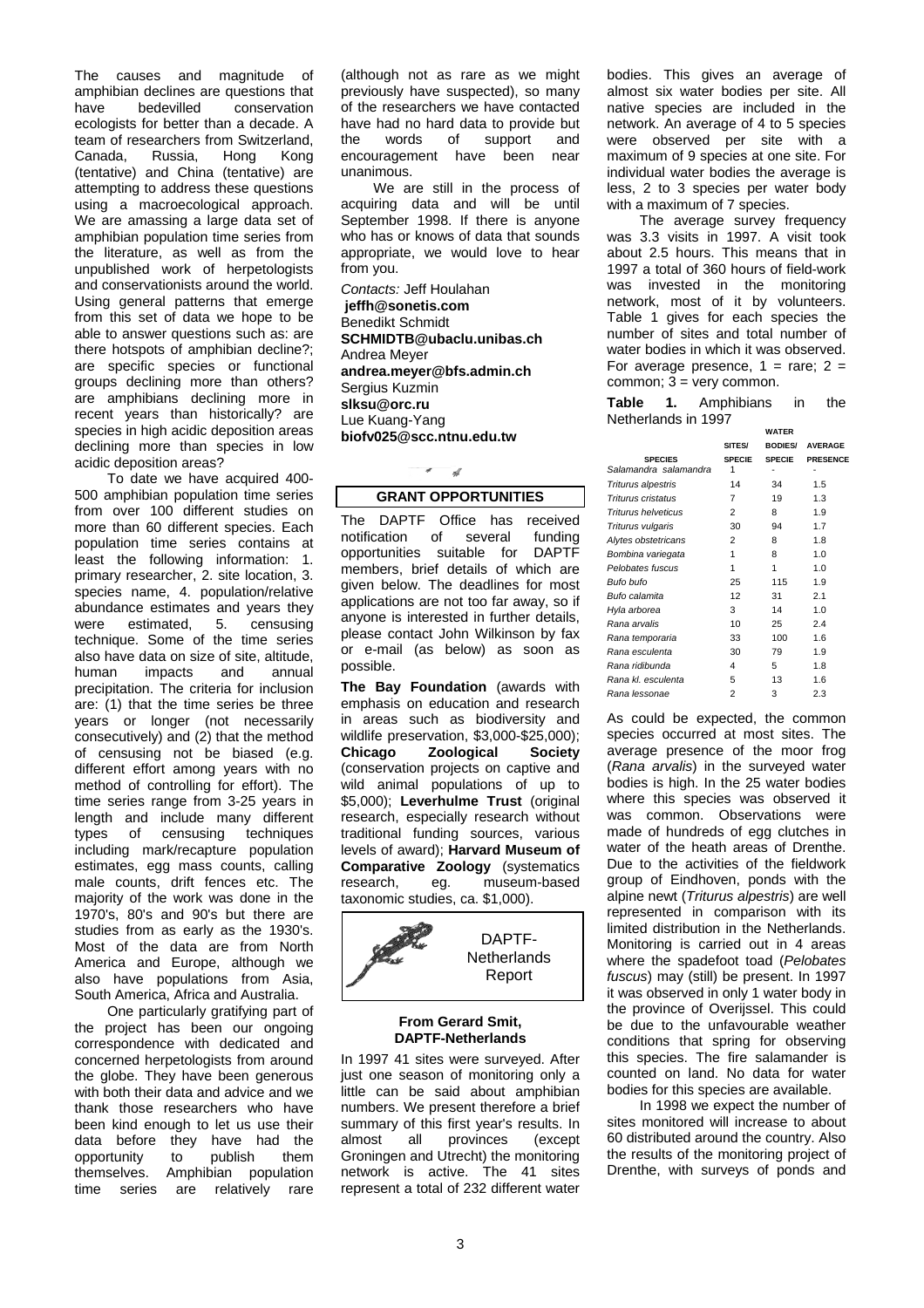The causes and magnitude of amphibian declines are questions that have bedevilled conservation ecologists for better than a decade. A team of researchers from Switzerland, Canada, Russia, Hong Kong (tentative) and China (tentative) are attempting to address these questions using a macroecological approach. We are amassing a large data set of amphibian population time series from the literature, as well as from the unpublished work of herpetologists and conservationists around the world. Using general patterns that emerge from this set of data we hope to be able to answer questions such as: are there hotspots of amphibian decline?; are specific species or functional groups declining more than others? are amphibians declining more in recent years than historically? are species in high acidic deposition areas declining more than species in low acidic deposition areas?

To date we have acquired 400-500 amphibian population time series from over 100 different studies on more than 60 different species. Each population time series contains at least the following information: 1. primary researcher, 2. site location, 3. species name, 4. population/relative abundance estimates and years they were estimated, 5. censusing technique. Some of the time series also have data on size of site, altitude, human impacts and annual precipitation. The criteria for inclusion are: (1) that the time series be three years or longer (not necessarily consecutively) and (2) that the method of censusing not be biased (e.g. different effort among years with no method of controlling for effort). The time series range from 3-25 years in length and include many different types of censusing techniques including mark/recapture population estimates, egg mass counts, calling male counts, drift fences etc. The majority of the work was done in the 1970's, 80's and 90's but there are studies from as early as the 1930's. Most of the data are from North America and Europe, although we also have populations from Asia, South America, Africa and Australia.

One particularly gratifying part of the project has been our ongoing correspondence with dedicated and concerned herpetologists from around the globe. They have been generous with both their data and advice and we thank those researchers who have been kind enough to let us use their data before they have had the opportunity to publish them themselves. Amphibian population time series are relatively rare (although not as rare as we might previously have suspected), so many of the researchers we have contacted have had no hard data to provide but the words of support and encouragement have been near unanimous.

We are still in the process of acquiring data and will be until September 1998. If there is anyone who has or knows of data that sounds appropriate, we would love to hear from you.

*Contacts:* Jeff Houlahan
**jeffh@sonetis.com**
Benedikt Schmidt
**SCHMIDTB@ubaclu.unibas.ch**
Andrea Meyer
**andrea.meyer@bfs.admin.ch**
Sergius Kuzmin
**slksu@orc.ru**
Lue Kuang-Yang
**biofv025@scc.ntnu.edu.tw**

## GRANT OPPORTUNITIES

The DAPTF Office has received notification of several funding opportunities suitable for DAPTF members, brief details of which are given below. The deadlines for most applications are not too far away, so if anyone is interested in further details, please contact John Wilkinson by fax or e-mail (as below) as soon as possible.

**The Bay Foundation** (awards with emphasis on education and research in areas such as biodiversity and wildlife preservation, $3,000-$25,000); **Chicago Zoological Society** (conservation projects on captive and wild animal populations of up to $5,000); **Leverhulme Trust** (original research, especially research without traditional funding sources, various levels of award); **Harvard Museum of Comparative Zoology** (systematics research, eg. museum-based taxonomic studies, ca. $1,000).

## DAPTF-Netherlands Report

**From Gerard Smit, DAPTF-Netherlands**

In 1997 41 sites were surveyed. After just one season of monitoring only a little can be said about amphibian numbers. We present therefore a brief summary of this first year's results. In almost all provinces (except Groningen and Utrecht) the monitoring network is active. The 41 sites represent a total of 232 different water bodies. This gives an average of almost six water bodies per site. All native species are included in the network. An average of 4 to 5 species were observed per site with a maximum of 9 species at one site. For individual water bodies the average is less, 2 to 3 species per water body with a maximum of 7 species.

The average survey frequency was 3.3 visits in 1997. A visit took about 2.5 hours. This means that in 1997 a total of 360 hours of field-work was invested in the monitoring network, most of it by volunteers. Table 1 gives for each species the number of sites and total number of water bodies in which it was observed. For average presence, 1 = rare; 2 = common; 3 = very common.

**Table 1.** Amphibians in the Netherlands in 1997

| SPECIES | SITES/ SPECIE | WATER BODIES/ SPECIE | AVERAGE PRESENCE |
|---|---|---|---|
| *Salamandra salamandra* | 1 | - | - |
| *Triturus alpestris* | 14 | 34 | 1.5 |
| *Triturus cristatus* | 7 | 19 | 1.3 |
| *Triturus helveticus* | 2 | 8 | 1.9 |
| *Triturus vulgaris* | 30 | 94 | 1.7 |
| *Alytes obstetricans* | 2 | 8 | 1.8 |
| *Bombina variegata* | 1 | 8 | 1.0 |
| *Pelobates fuscus* | 1 | 1 | 1.0 |
| *Bufo bufo* | 25 | 115 | 1.9 |
| *Bufo calamita* | 12 | 31 | 2.1 |
| *Hyla arborea* | 3 | 14 | 1.0 |
| *Rana arvalis* | 10 | 25 | 2.4 |
| *Rana temporaria* | 33 | 100 | 1.6 |
| *Rana esculenta* | 30 | 79 | 1.9 |
| *Rana ridibunda* | 4 | 5 | 1.8 |
| *Rana kl. esculenta* | 5 | 13 | 1.6 |
| *Rana lessonae* | 2 | 3 | 2.3 |

As could be expected, the common species occurred at most sites. The average presence of the moor frog (*Rana arvalis*) in the surveyed water bodies is high. In the 25 water bodies where this species was observed it was common. Observations were made of hundreds of egg clutches in water of the heath areas of Drenthe. Due to the activities of the fieldwork group of Eindhoven, ponds with the alpine newt (*Triturus alpestris*) are well represented in comparison with its limited distribution in the Netherlands. Monitoring is carried out in 4 areas where the spadefoot toad (*Pelobates fuscus*) may (still) be present. In 1997 it was observed in only 1 water body in the province of Overijssel. This could be due to the unfavourable weather conditions that spring for observing this species. The fire salamander is counted on land. No data for water bodies for this species are available.

In 1998 we expect the number of sites monitored will increase to about 60 distributed around the country. Also the results of the monitoring project of Drenthe, with surveys of ponds and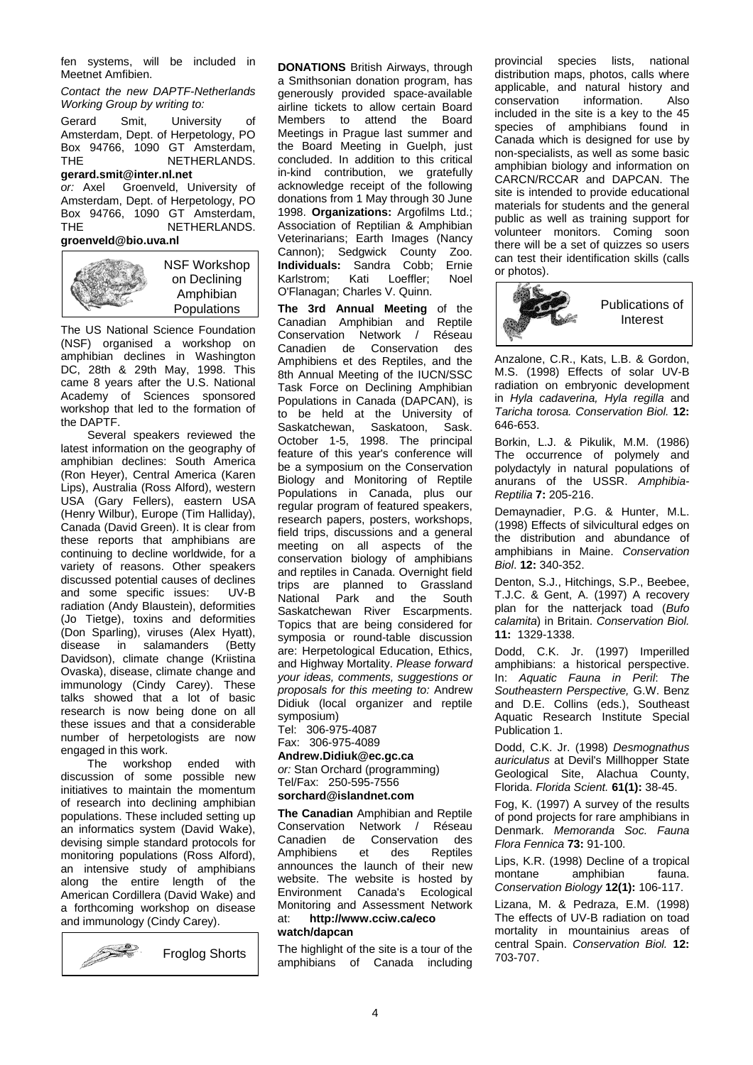fen systems, will be included in Meetnet Amfibien.

*Contact the new DAPTF-Netherlands Working Group by writing to:*

Gerard Smit, University of Amsterdam, Dept. of Herpetology, PO Box 94766, 1090 GT Amsterdam, THE NETHERLANDS.
**gerard.smit@inter.nl.net**
*or:* Axel Groenveld, University of Amsterdam, Dept. of Herpetology, PO Box 94766, 1090 GT Amsterdam, THE NETHERLANDS.
**groenveld@bio.uva.nl**

## NSF Workshop on Declining Amphibian Populations

The US National Science Foundation (NSF) organised a workshop on amphibian declines in Washington DC, 28th & 29th May, 1998. This came 8 years after the U.S. National Academy of Sciences sponsored workshop that led to the formation of the DAPTF.

Several speakers reviewed the latest information on the geography of amphibian declines: South America (Ron Heyer), Central America (Karen Lips), Australia (Ross Alford), western USA (Gary Fellers), eastern USA (Henry Wilbur), Europe (Tim Halliday), Canada (David Green). It is clear from these reports that amphibians are continuing to decline worldwide, for a variety of reasons. Other speakers discussed potential causes of declines and some specific issues: UV-B radiation (Andy Blaustein), deformities (Jo Tietge), toxins and deformities (Don Sparling), viruses (Alex Hyatt), disease in salamanders (Betty Davidson), climate change (Kriistina Ovaska), disease, climate change and immunology (Cindy Carey). These talks showed that a lot of basic research is now being done on all these issues and that a considerable number of herpetologists are now engaged in this work.

The workshop ended with discussion of some possible new initiatives to maintain the momentum of research into declining amphibian populations. These included setting up an informatics system (David Wake), devising simple standard protocols for monitoring populations (Ross Alford), an intensive study of amphibians along the entire length of the American Cordillera (David Wake) and a forthcoming workshop on disease and immunology (Cindy Carey).

## Froglog Shorts

**DONATIONS** British Airways, through a Smithsonian donation program, has generously provided space-available airline tickets to allow certain Board Members to attend the Board Meetings in Prague last summer and the Board Meeting in Guelph, just concluded. In addition to this critical in-kind contribution, we gratefully acknowledge receipt of the following donations from 1 May through 30 June 1998. **Organizations:** Argofilms Ltd.; Association of Reptilian & Amphibian Veterinarians; Earth Images (Nancy Cannon); Sedgwick County Zoo. **Individuals:** Sandra Cobb; Ernie Karlstrom; Kati Loeffler; Noel O'Flanagan; Charles V. Quinn.

**The 3rd Annual Meeting** of the Canadian Amphibian and Reptile Conservation Network / Réseau Canadien de Conservation des Amphibiens et des Reptiles, and the 8th Annual Meeting of the IUCN/SSC Task Force on Declining Amphibian Populations in Canada (DAPCAN), is to be held at the University of Saskatchewan, Saskatoon, Sask. October 1-5, 1998. The principal feature of this year's conference will be a symposium on the Conservation Biology and Monitoring of Reptile Populations in Canada, plus our regular program of featured speakers, research papers, posters, workshops, field trips, discussions and a general meeting on all aspects of the conservation biology of amphibians and reptiles in Canada. Overnight field trips are planned to Grassland National Park and the South Saskatchewan River Escarpments. Topics that are being considered for symposia or round-table discussion are: Herpetological Education, Ethics, and Highway Mortality. *Please forward your ideas, comments, suggestions or proposals for this meeting to:* Andrew Didiuk (local organizer and reptile symposium)
Tel: 306-975-4087
Fax: 306-975-4089
**Andrew.Didiuk@ec.gc.ca**
*or:* Stan Orchard (programming)
Tel/Fax: 250-595-7556
**sorchard@islandnet.com**

**The Canadian** Amphibian and Reptile Conservation Network / Réseau Canadien de Conservation des Amphibiens et des Reptiles announces the launch of their new website. The website is hosted by Environment Canada's Ecological Monitoring and Assessment Network at: **http://www.cciw.ca/eco watch/dapcan**

The highlight of the site is a tour of the amphibians of Canada including provincial species lists, national distribution maps, photos, calls where applicable, and natural history and conservation information. Also included in the site is a key to the 45 species of amphibians found in Canada which is designed for use by non-specialists, as well as some basic amphibian biology and information on CARCN/RCCAR and DAPCAN. The site is intended to provide educational materials for students and the general public as well as training support for volunteer monitors. Coming soon there will be a set of quizzes so users can test their identification skills (calls or photos).

## Publications of Interest

Anzalone, C.R., Kats, L.B. & Gordon, M.S. (1998) Effects of solar UV-B radiation on embryonic development in *Hyla cadaverina, Hyla regilla* and *Taricha torosa. Conservation Biol.* **12:** 646-653.

Borkin, L.J. & Pikulik, M.M. (1986) The occurrence of polymely and polydactyly in natural populations of anurans of the USSR. *Amphibia-Reptilia* **7:** 205-216.

Demaynadier, P.G. & Hunter, M.L. (1998) Effects of silvicultural edges on the distribution and abundance of amphibians in Maine. *Conservation Biol*. **12:** 340-352.

Denton, S.J., Hitchings, S.P., Beebee, T.J.C. & Gent, A. (1997) A recovery plan for the natterjack toad (*Bufo calamita*) in Britain. *Conservation Biol.* **11:** 1329-1338.

Dodd, C.K. Jr. (1997) Imperilled amphibians: a historical perspective. In: *Aquatic Fauna in Peril*: *The Southeastern Perspective,* G.W. Benz and D.E. Collins (eds.), Southeast Aquatic Research Institute Special Publication 1.

Dodd, C.K. Jr. (1998) *Desmognathus auriculatus* at Devil's Millhopper State Geological Site, Alachua County, Florida. *Florida Scient.* **61(1):** 38-45.

Fog, K. (1997) A survey of the results of pond projects for rare amphibians in Denmark. *Memoranda Soc. Fauna Flora Fennica* **73:** 91-100.

Lips, K.R. (1998) Decline of a tropical montane amphibian fauna. *Conservation Biology* **12(1):** 106-117.

Lizana, M. & Pedraza, E.M. (1998) The effects of UV-B radiation on toad mortality in mountainius areas of central Spain. *Conservation Biol.* **12:** 703-707.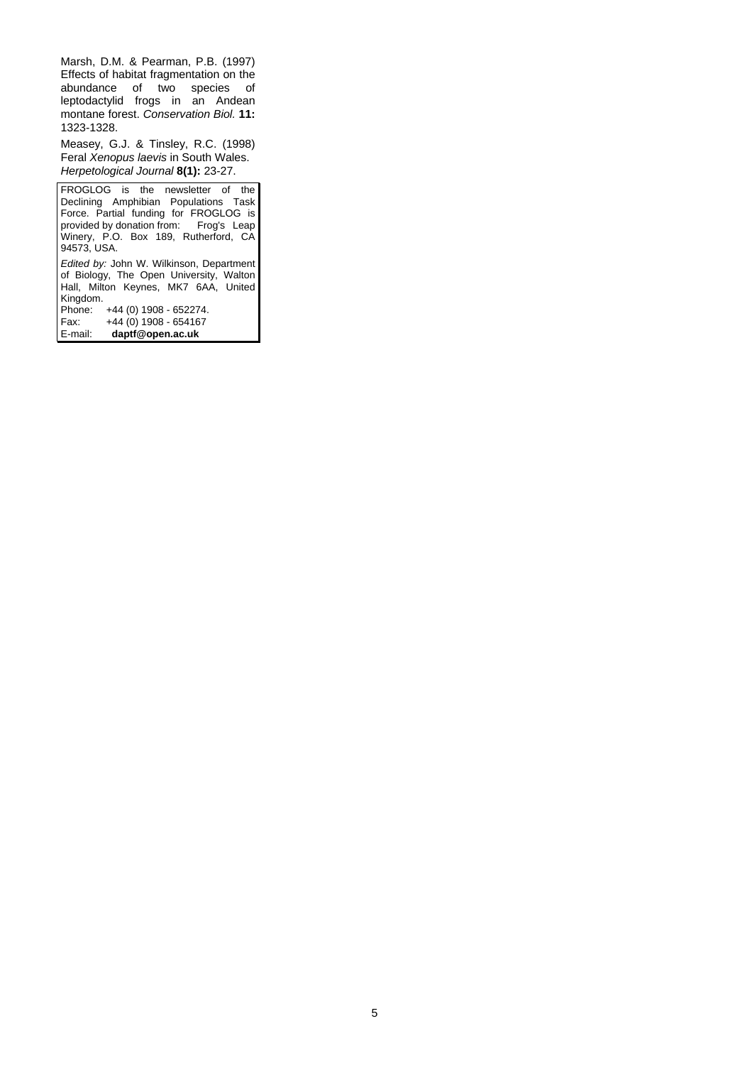Marsh, D.M. & Pearman, P.B. (1997) Effects of habitat fragmentation on the abundance of two species of leptodactylid frogs in an Andean montane forest. *Conservation Biol.* **11:** 1323-1328.

Measey, G.J. & Tinsley, R.C. (1998) Feral *Xenopus laevis* in South Wales. *Herpetological Journal* **8(1):** 23-27.

FROGLOG is the newsletter of the Declining Amphibian Populations Task Force. Partial funding for FROGLOG is provided by donation from: Frog's Leap Winery, P.O. Box 189, Rutherford, CA 94573, USA.

*Edited by:* John W. Wilkinson, Department of Biology, The Open University, Walton Hall, Milton Keynes, MK7 6AA, United Kingdom.
Phone: +44 (0) 1908 - 652274.
Fax: +44 (0) 1908 - 654167
E-mail: **daptf@open.ac.uk**